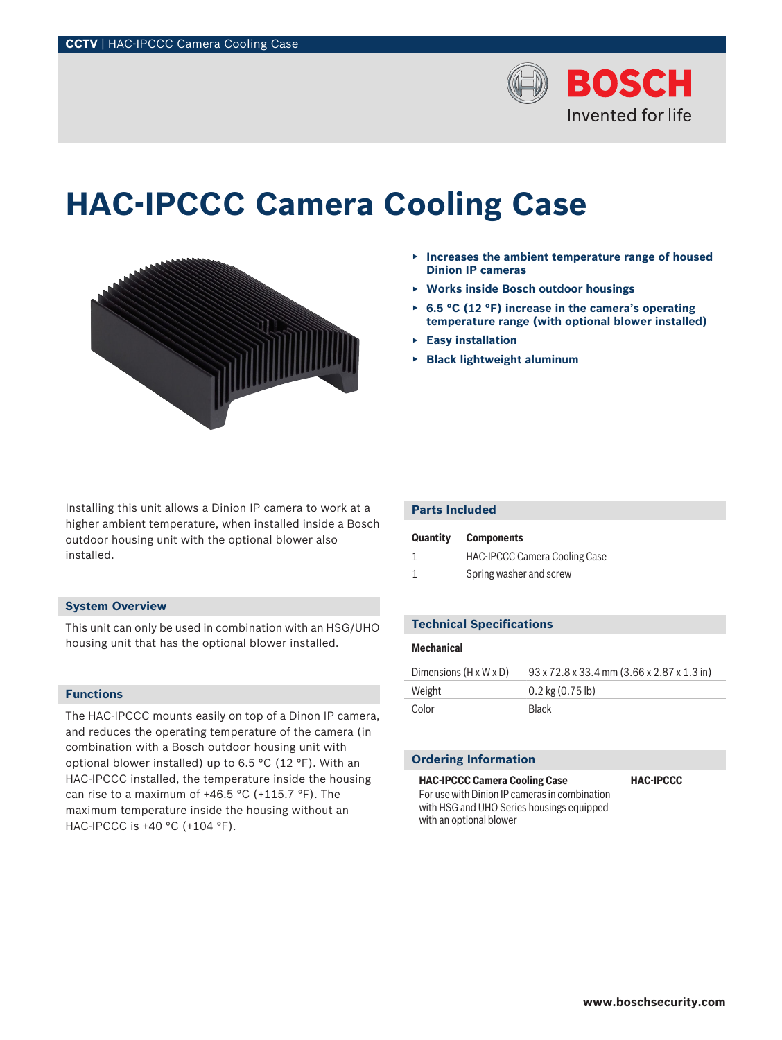# HAC-IPCCC Camera Cooling Case

- **Increases the ambient temperature range of housed Dinion IP cameras**
- **Works inside Bosch outdoor housings**
- **6.5 °C (12 °F) increase in the camera's operating temperature range (with optional blower installed)**
- **Easy installation**
- **Black lightweight aluminum**

Installing this unit allows a Dinion IP camera to work at a higher ambient temperature, when installed inside a Bosch outdoor housing unit with the optional blower also installed.

## System Overview

This unit can only be used in combination with an HSG/UHO housing unit that has the optional blower installed.

## Functions

The HAC-IPCCC mounts easily on top of a Dinon IP camera, and reduces the operating temperature of the camera (in combination with a Bosch outdoor housing unit with optional blower installed) up to 6.5 °C (12 °F). With an HAC-IPCCC installed, the temperature inside the housing can rise to a maximum of +46.5 °C (+115.7 °F). The maximum temperature inside the housing without an HAC-IPCCC is +40 °C (+104 °F).

## Parts Included

| Quantity | Components |
| --- | --- |
| 1 | HAC-IPCCC Camera Cooling Case |
| 1 | Spring washer and screw |

## Technical Specifications

### Mechanical

| | |
| --- | --- |
| Dimensions (H x W x D) | 93 x 72.8 x 33.4 mm (3.66 x 2.87 x 1.3 in) |
| Weight | 0.2 kg (0.75 lb) |
| Color | Black |

## Ordering Information

| | |
| --- | --- |
| **HAC-IPCCC Camera Cooling Case**<br>For use with Dinion IP cameras in combination with HSG and UHO Series housings equipped with an optional blower | **HAC-IPCCC** |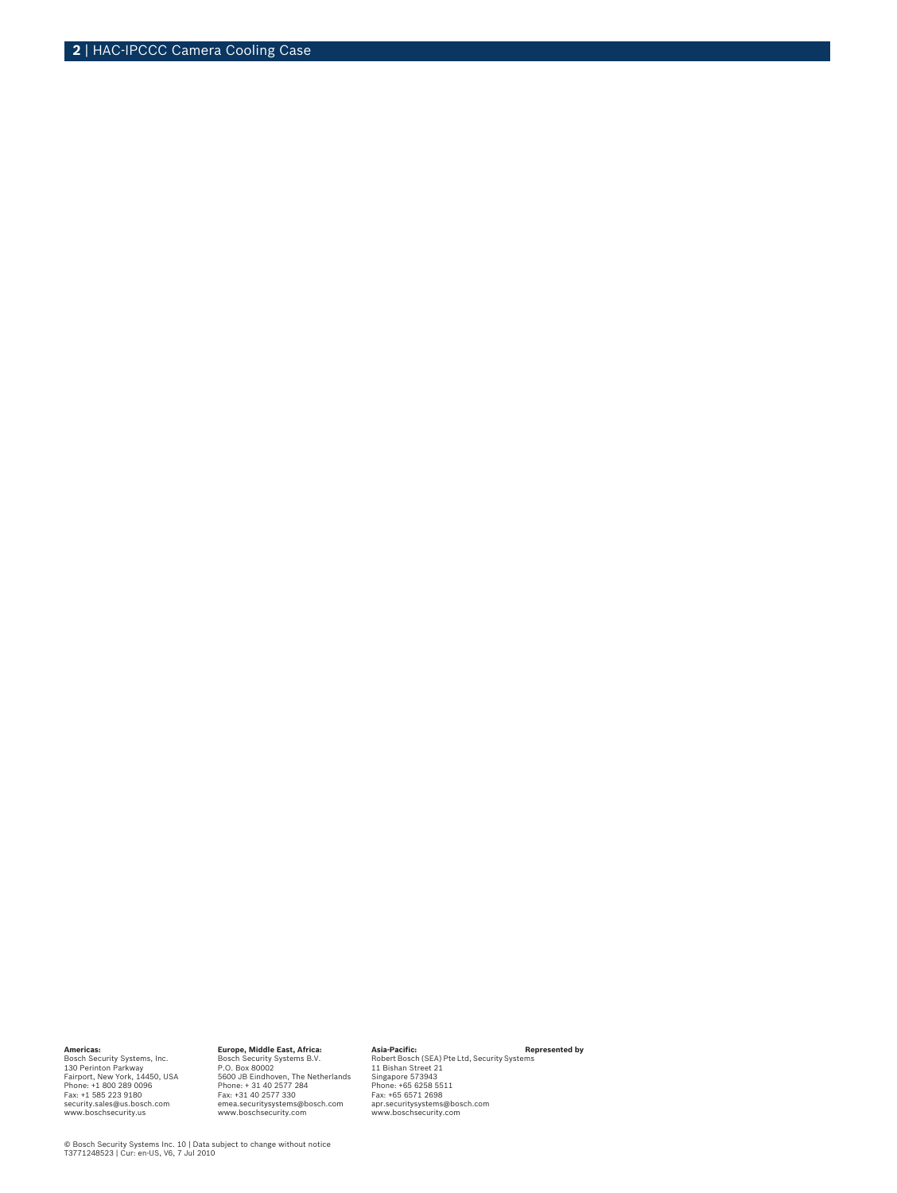**Americas:**
Bosch Security Systems, Inc.
130 Perinton Parkway
Fairport, New York, 14450, USA
Phone: +1 800 289 0096
Fax: +1 585 223 9180
security.sales@us.bosch.com
www.boschsecurity.us

**Europe, Middle East, Africa:**
Bosch Security Systems B.V.
P.O. Box 80002
5600 JB Eindhoven, The Netherlands
Phone: + 31 40 2577 284
Fax: +31 40 2577 330
emea.securitysystems@bosch.com
www.boschsecurity.com

**Asia-Pacific:**
Robert Bosch (SEA) Pte Ltd, Security Systems
11 Bishan Street 21
Singapore 573943
Phone: +65 6258 5511
Fax: +65 6571 2698
apr.securitysystems@bosch.com
www.boschsecurity.com

**Represented by**

© Bosch Security Systems Inc. 10 | Data subject to change without notice
T3771248523 | Cur: en-US, V6, 7 Jul 2010